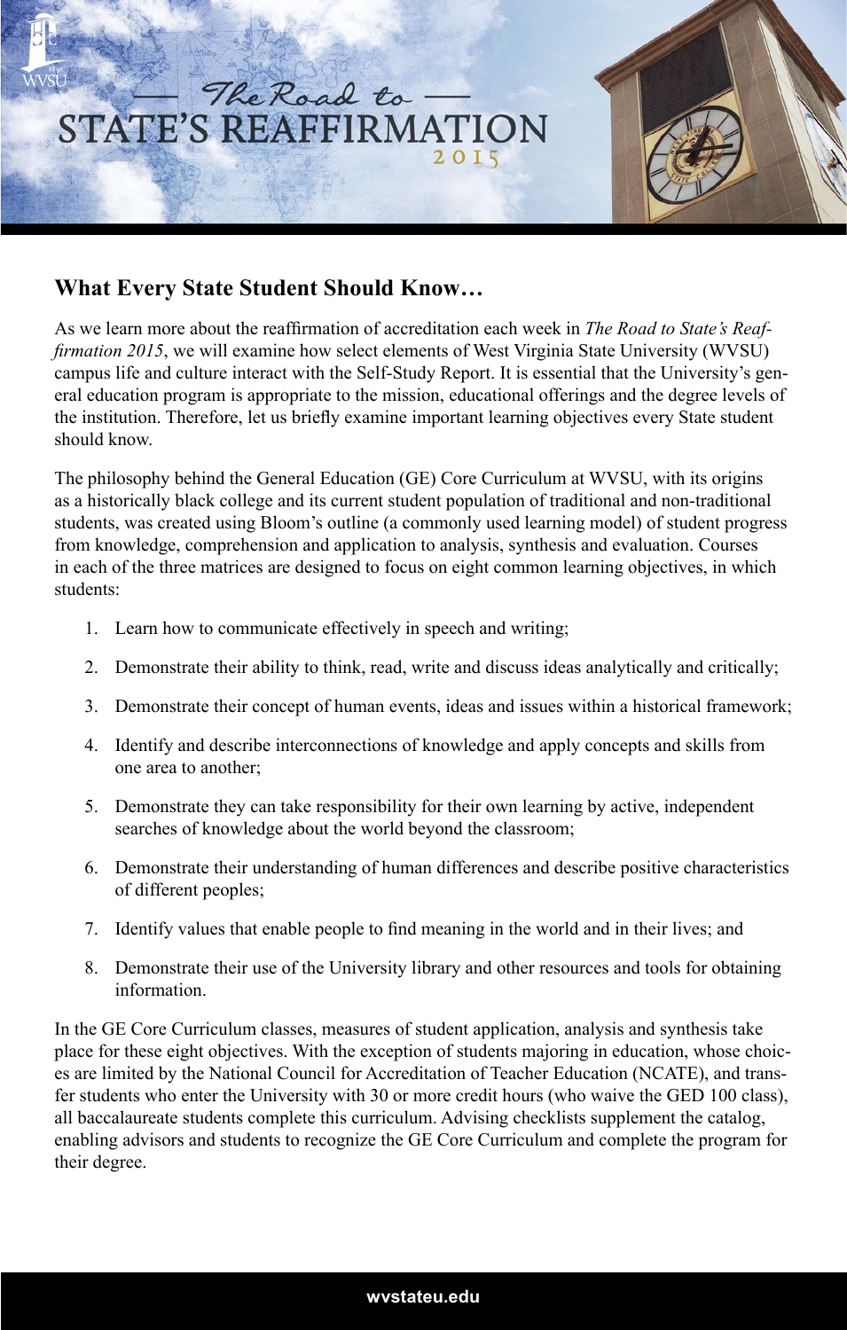# The Road to STATE'S REAFFIRMATION 2015

## What Every State Student Should Know…

As we learn more about the reaffirmation of accreditation each week in *The Road to State's Reaffirmation 2015*, we will examine how select elements of West Virginia State University (WVSU) campus life and culture interact with the Self-Study Report. It is essential that the University's general education program is appropriate to the mission, educational offerings and the degree levels of the institution. Therefore, let us briefly examine important learning objectives every State student should know.

The philosophy behind the General Education (GE) Core Curriculum at WVSU, with its origins as a historically black college and its current student population of traditional and non-traditional students, was created using Bloom's outline (a commonly used learning model) of student progress from knowledge, comprehension and application to analysis, synthesis and evaluation. Courses in each of the three matrices are designed to focus on eight common learning objectives, in which students:

1. Learn how to communicate effectively in speech and writing;
2. Demonstrate their ability to think, read, write and discuss ideas analytically and critically;
3. Demonstrate their concept of human events, ideas and issues within a historical framework;
4. Identify and describe interconnections of knowledge and apply concepts and skills from one area to another;
5. Demonstrate they can take responsibility for their own learning by active, independent searches of knowledge about the world beyond the classroom;
6. Demonstrate their understanding of human differences and describe positive characteristics of different peoples;
7. Identify values that enable people to find meaning in the world and in their lives; and
8. Demonstrate their use of the University library and other resources and tools for obtaining information.

In the GE Core Curriculum classes, measures of student application, analysis and synthesis take place for these eight objectives. With the exception of students majoring in education, whose choices are limited by the National Council for Accreditation of Teacher Education (NCATE), and transfer students who enter the University with 30 or more credit hours (who waive the GED 100 class), all baccalaureate students complete this curriculum. Advising checklists supplement the catalog, enabling advisors and students to recognize the GE Core Curriculum and complete the program for their degree.

wvstateu.edu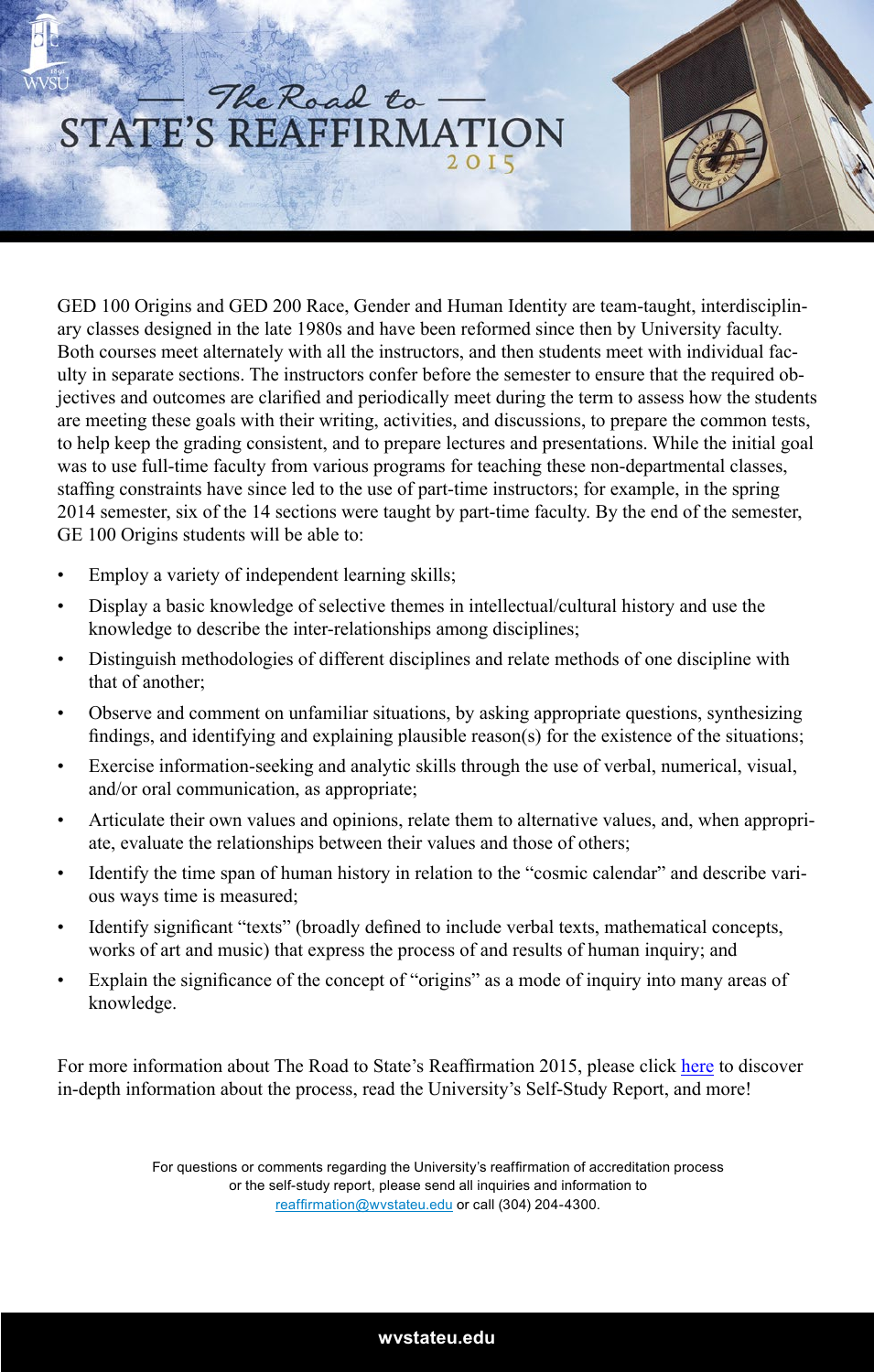# The Road to STATE'S REAFFIRMATION 2015

GED 100 Origins and GED 200 Race, Gender and Human Identity are team-taught, interdisciplinary classes designed in the late 1980s and have been reformed since then by University faculty. Both courses meet alternately with all the instructors, and then students meet with individual faculty in separate sections. The instructors confer before the semester to ensure that the required objectives and outcomes are clarified and periodically meet during the term to assess how the students are meeting these goals with their writing, activities, and discussions, to prepare the common tests, to help keep the grading consistent, and to prepare lectures and presentations. While the initial goal was to use full-time faculty from various programs for teaching these non-departmental classes, staffing constraints have since led to the use of part-time instructors; for example, in the spring 2014 semester, six of the 14 sections were taught by part-time faculty. By the end of the semester, GE 100 Origins students will be able to:

- Employ a variety of independent learning skills;
- Display a basic knowledge of selective themes in intellectual/cultural history and use the knowledge to describe the inter-relationships among disciplines;
- Distinguish methodologies of different disciplines and relate methods of one discipline with that of another;
- Observe and comment on unfamiliar situations, by asking appropriate questions, synthesizing findings, and identifying and explaining plausible reason(s) for the existence of the situations;
- Exercise information-seeking and analytic skills through the use of verbal, numerical, visual, and/or oral communication, as appropriate;
- Articulate their own values and opinions, relate them to alternative values, and, when appropriate, evaluate the relationships between their values and those of others;
- Identify the time span of human history in relation to the "cosmic calendar" and describe various ways time is measured;
- Identify significant "texts" (broadly defined to include verbal texts, mathematical concepts, works of art and music) that express the process of and results of human inquiry; and
- Explain the significance of the concept of "origins" as a mode of inquiry into many areas of knowledge.

For more information about The Road to State's Reaffirmation 2015, please click here to discover in-depth information about the process, read the University's Self-Study Report, and more!

For questions or comments regarding the University's reaffirmation of accreditation process or the self-study report, please send all inquiries and information to reaffirmation@wvstateu.edu or call (304) 204-4300.

wvstateu.edu